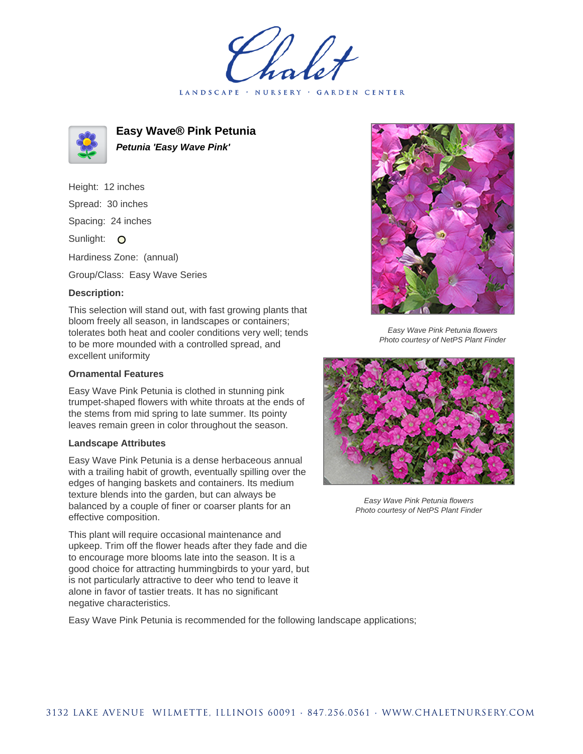# Easy Wave® Pink Petunia

***Petunia 'Easy Wave Pink'***

Height: 12 inches

Spread: 30 inches

Spacing: 24 inches

Sunlight: O

Hardiness Zone: (annual)

Group/Class: Easy Wave Series

### Description:

This selection will stand out, with fast growing plants that bloom freely all season, in landscapes or containers; tolerates both heat and cooler conditions very well; tends to be more mounded with a controlled spread, and excellent uniformity

### Ornamental Features

Easy Wave Pink Petunia is clothed in stunning pink trumpet-shaped flowers with white throats at the ends of the stems from mid spring to late summer. Its pointy leaves remain green in color throughout the season.

### Landscape Attributes

Easy Wave Pink Petunia is a dense herbaceous annual with a trailing habit of growth, eventually spilling over the edges of hanging baskets and containers. Its medium texture blends into the garden, but can always be balanced by a couple of finer or coarser plants for an effective composition.

This plant will require occasional maintenance and upkeep. Trim off the flower heads after they fade and die to encourage more blooms late into the season. It is a good choice for attracting hummingbirds to your yard, but is not particularly attractive to deer who tend to leave it alone in favor of tastier treats. It has no significant negative characteristics.

Easy Wave Pink Petunia is recommended for the following landscape applications;

*Easy Wave Pink Petunia flowers*
*Photo courtesy of NetPS Plant Finder*

*Easy Wave Pink Petunia flowers*
*Photo courtesy of NetPS Plant Finder*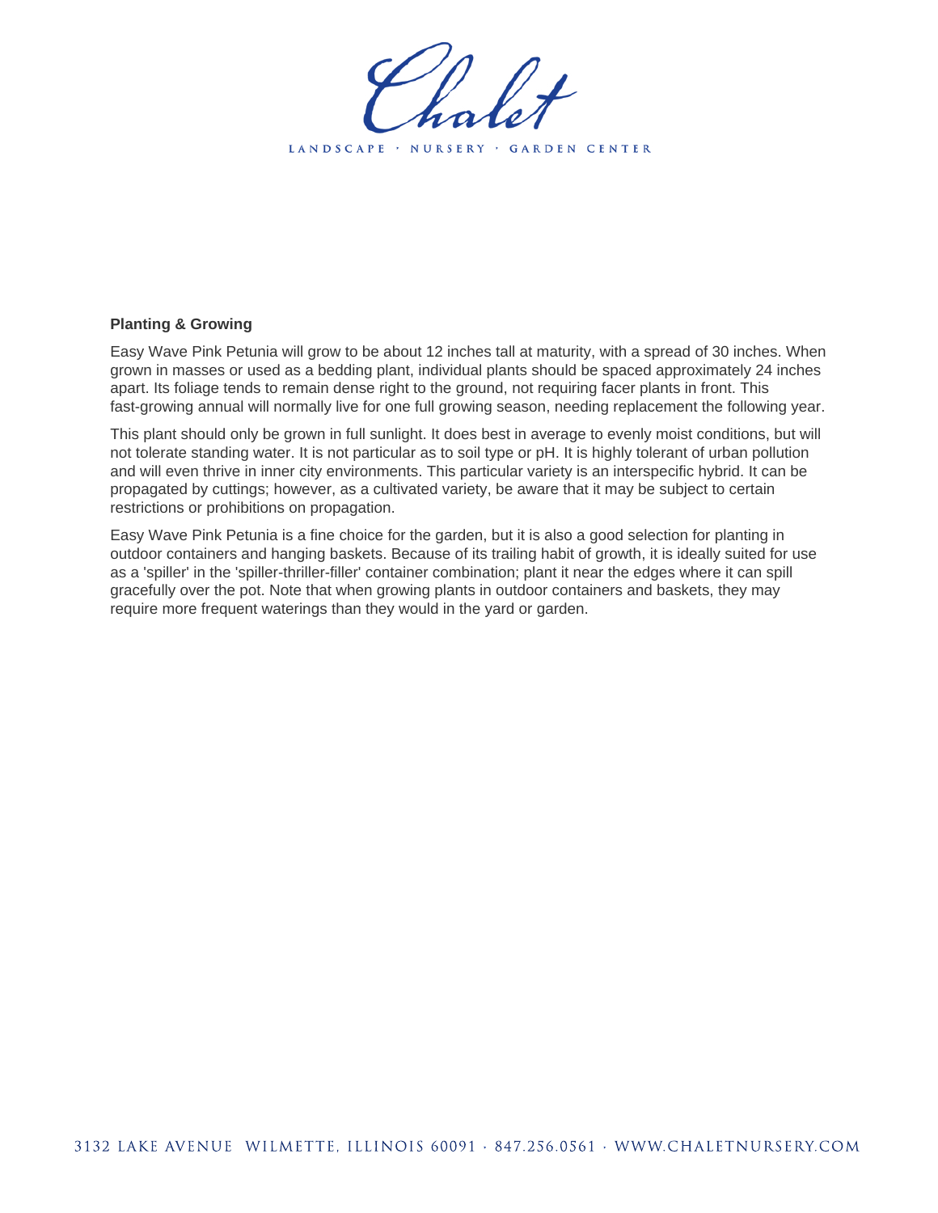**Planting & Growing**

Easy Wave Pink Petunia will grow to be about 12 inches tall at maturity, with a spread of 30 inches. When grown in masses or used as a bedding plant, individual plants should be spaced approximately 24 inches apart. Its foliage tends to remain dense right to the ground, not requiring facer plants in front. This fast-growing annual will normally live for one full growing season, needing replacement the following year.

This plant should only be grown in full sunlight. It does best in average to evenly moist conditions, but will not tolerate standing water. It is not particular as to soil type or pH. It is highly tolerant of urban pollution and will even thrive in inner city environments. This particular variety is an interspecific hybrid. It can be propagated by cuttings; however, as a cultivated variety, be aware that it may be subject to certain restrictions or prohibitions on propagation.

Easy Wave Pink Petunia is a fine choice for the garden, but it is also a good selection for planting in outdoor containers and hanging baskets. Because of its trailing habit of growth, it is ideally suited for use as a 'spiller' in the 'spiller-thriller-filler' container combination; plant it near the edges where it can spill gracefully over the pot. Note that when growing plants in outdoor containers and baskets, they may require more frequent waterings than they would in the yard or garden.